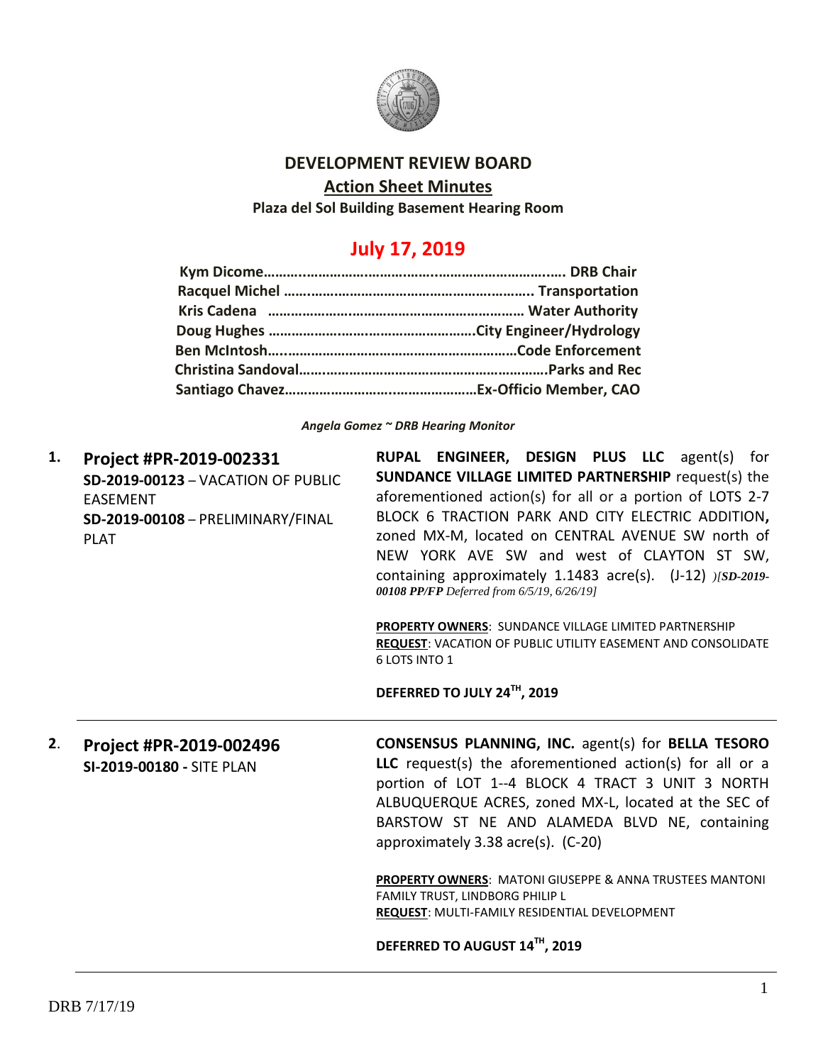# DEVELOPMENT REVIEW BOARD

## Action Sheet Minutes

**Plaza del Sol Building Basement Hearing Room**

## July 17, 2019

**Kym Dicome……………………………………………………………… DRB Chair**
**Racquel Michel ……………………………………………………….. Transportation**
**Kris Cadena ………………………………………………………… Water Authority**
**Doug Hughes ……………………………………………….City Engineer/Hydrology**
**Ben McIntosh………………………………………………………Code Enforcement**
**Christina Sandoval…………………………………………………….Parks and Rec**
**Santiago Chavez…………………………………………Ex-Officio Member, CAO**

*Angela Gomez ~ DRB Hearing Monitor*

---

**1. Project #PR-2019-002331**
**SD-2019-00123** – VACATION OF PUBLIC EASEMENT
**SD-2019-00108** – PRELIMINARY/FINAL PLAT

**RUPAL ENGINEER, DESIGN PLUS LLC** agent(s) for **SUNDANCE VILLAGE LIMITED PARTNERSHIP** request(s) the aforementioned action(s) for all or a portion of LOTS 2-7 BLOCK 6 TRACTION PARK AND CITY ELECTRIC ADDITION**,** zoned MX-M, located on CENTRAL AVENUE SW north of NEW YORK AVE SW and west of CLAYTON ST SW, containing approximately 1.1483 acre(s). (J-12) *)[SD-2019-00108 PP/FP Deferred from 6/5/19, 6/26/19]*

**PROPERTY OWNERS**: SUNDANCE VILLAGE LIMITED PARTNERSHIP
**REQUEST**: VACATION OF PUBLIC UTILITY EASEMENT AND CONSOLIDATE 6 LOTS INTO 1

**DEFERRED TO JULY 24TH, 2019**

---

**2. Project #PR-2019-002496**
**SI-2019-00180 -** SITE PLAN

**CONSENSUS PLANNING, INC.** agent(s) for **BELLA TESORO LLC** request(s) the aforementioned action(s) for all or a portion of LOT 1--4 BLOCK 4 TRACT 3 UNIT 3 NORTH ALBUQUERQUE ACRES, zoned MX-L, located at the SEC of BARSTOW ST NE AND ALAMEDA BLVD NE, containing approximately 3.38 acre(s). (C-20)

**PROPERTY OWNERS**: MATONI GIUSEPPE & ANNA TRUSTEES MANTONI FAMILY TRUST, LINDBORG PHILIP L
**REQUEST**: MULTI-FAMILY RESIDENTIAL DEVELOPMENT

**DEFERRED TO AUGUST 14TH, 2019**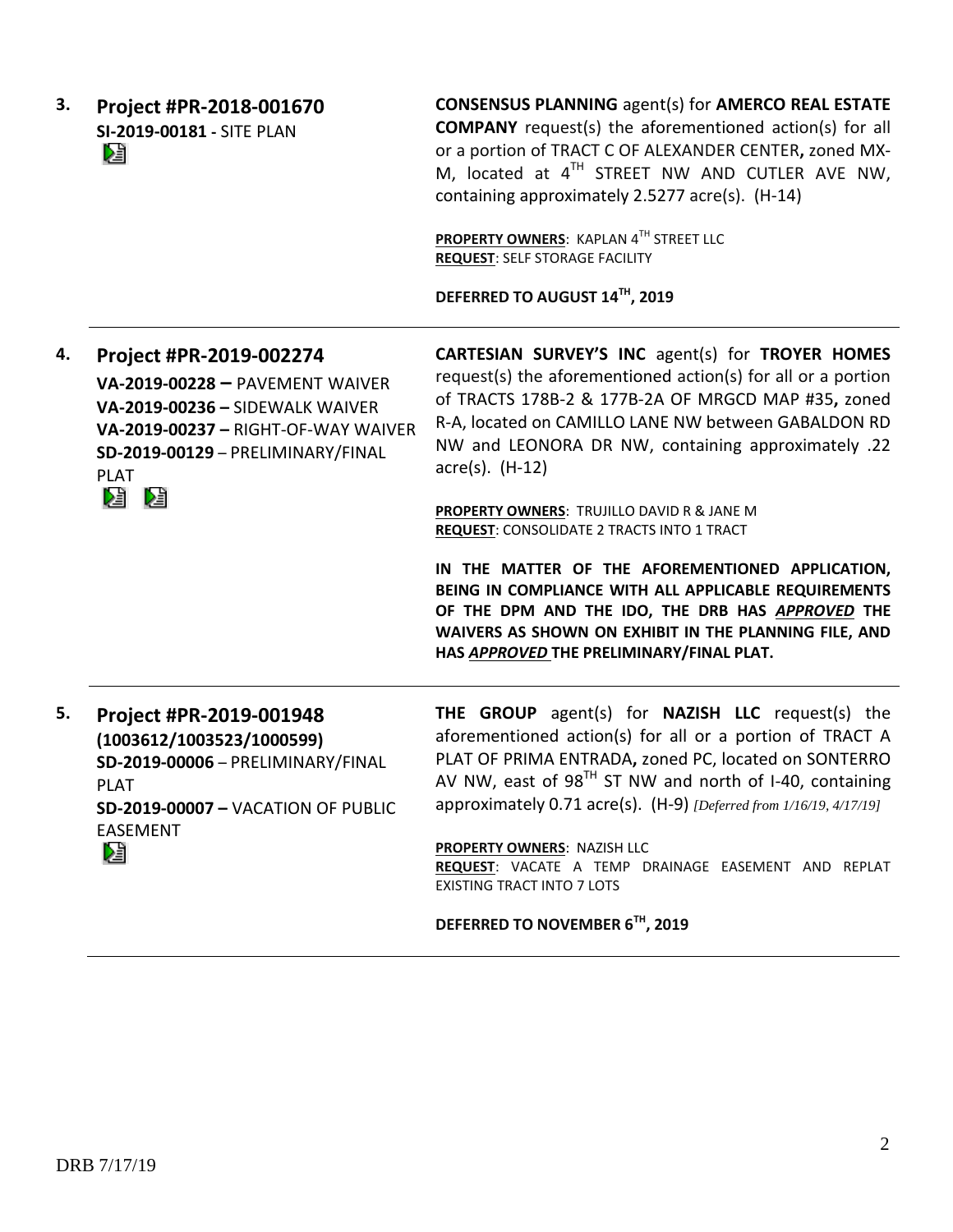**3. Project #PR-2018-001670**
**SI-2019-00181 -** SITE PLAN

**CONSENSUS PLANNING** agent(s) for **AMERCO REAL ESTATE COMPANY** request(s) the aforementioned action(s) for all or a portion of TRACT C OF ALEXANDER CENTER**,** zoned MX-M, located at 4TH STREET NW AND CUTLER AVE NW, containing approximately 2.5277 acre(s). (H-14)

**PROPERTY OWNERS**: KAPLAN 4TH STREET LLC
**REQUEST**: SELF STORAGE FACILITY

**DEFERRED TO AUGUST 14TH, 2019**

---

**4. Project #PR-2019-002274**
**VA-2019-00228 –** PAVEMENT WAIVER
**VA-2019-00236 –** SIDEWALK WAIVER
**VA-2019-00237 –** RIGHT-OF-WAY WAIVER
**SD-2019-00129** – PRELIMINARY/FINAL PLAT

**CARTESIAN SURVEY'S INC** agent(s) for **TROYER HOMES** request(s) the aforementioned action(s) for all or a portion of TRACTS 178B-2 & 177B-2A OF MRGCD MAP #35**,** zoned R-A, located on CAMILLO LANE NW between GABALDON RD NW and LEONORA DR NW, containing approximately .22 acre(s). (H-12)

**PROPERTY OWNERS**: TRUJILLO DAVID R & JANE M
**REQUEST**: CONSOLIDATE 2 TRACTS INTO 1 TRACT

**IN THE MATTER OF THE AFOREMENTIONED APPLICATION, BEING IN COMPLIANCE WITH ALL APPLICABLE REQUIREMENTS OF THE DPM AND THE IDO, THE DRB HAS *APPROVED* THE WAIVERS AS SHOWN ON EXHIBIT IN THE PLANNING FILE, AND HAS *APPROVED* THE PRELIMINARY/FINAL PLAT.**

---

**5. Project #PR-2019-001948**
**(1003612/1003523/1000599)**
**SD-2019-00006** – PRELIMINARY/FINAL PLAT
**SD-2019-00007 –** VACATION OF PUBLIC EASEMENT

**THE GROUP** agent(s) for **NAZISH LLC** request(s) the aforementioned action(s) for all or a portion of TRACT A PLAT OF PRIMA ENTRADA**,** zoned PC, located on SONTERRO AV NW, east of 98TH ST NW and north of I-40, containing approximately 0.71 acre(s). (H-9) *[Deferred from 1/16/19, 4/17/19]*

**PROPERTY OWNERS**: NAZISH LLC
**REQUEST**: VACATE A TEMP DRAINAGE EASEMENT AND REPLAT EXISTING TRACT INTO 7 LOTS

**DEFERRED TO NOVEMBER 6TH, 2019**

---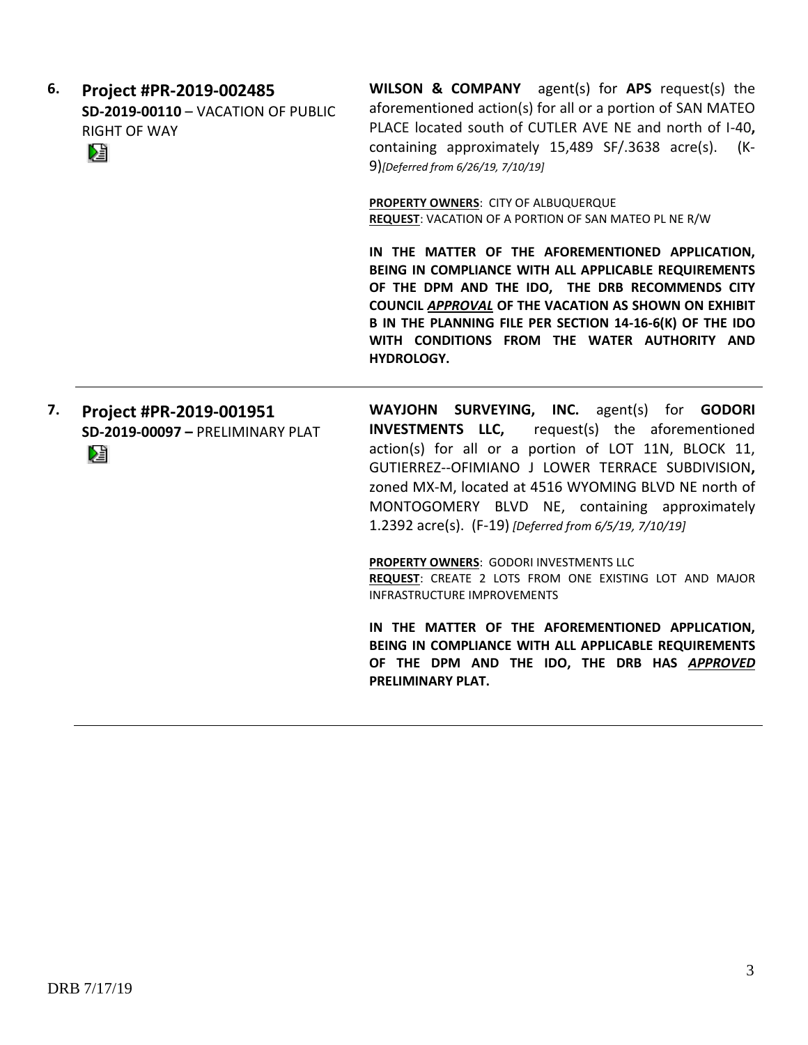**6. Project #PR-2019-002485**
**SD-2019-00110** – VACATION OF PUBLIC RIGHT OF WAY

**WILSON & COMPANY** agent(s) for **APS** request(s) the aforementioned action(s) for all or a portion of SAN MATEO PLACE located south of CUTLER AVE NE and north of I-40**,** containing approximately 15,489 SF/.3638 acre(s). (K-9)*[Deferred from 6/26/19, 7/10/19]*

**PROPERTY OWNERS**: CITY OF ALBUQUERQUE
**REQUEST**: VACATION OF A PORTION OF SAN MATEO PL NE R/W

**IN THE MATTER OF THE AFOREMENTIONED APPLICATION, BEING IN COMPLIANCE WITH ALL APPLICABLE REQUIREMENTS OF THE DPM AND THE IDO, THE DRB RECOMMENDS CITY COUNCIL *APPROVAL* OF THE VACATION AS SHOWN ON EXHIBIT B IN THE PLANNING FILE PER SECTION 14-16-6(K) OF THE IDO WITH CONDITIONS FROM THE WATER AUTHORITY AND HYDROLOGY.**

---

**7. Project #PR-2019-001951**
**SD-2019-00097 –** PRELIMINARY PLAT

**WAYJOHN SURVEYING, INC.** agent(s) for **GODORI INVESTMENTS LLC,** request(s) the aforementioned action(s) for all or a portion of LOT 11N, BLOCK 11, GUTIERREZ--OFIMIANO J LOWER TERRACE SUBDIVISION**,** zoned MX-M, located at 4516 WYOMING BLVD NE north of MONTOGOMERY BLVD NE, containing approximately 1.2392 acre(s). (F-19) *[Deferred from 6/5/19, 7/10/19]*

**PROPERTY OWNERS**: GODORI INVESTMENTS LLC
**REQUEST**: CREATE 2 LOTS FROM ONE EXISTING LOT AND MAJOR INFRASTRUCTURE IMPROVEMENTS

**IN THE MATTER OF THE AFOREMENTIONED APPLICATION, BEING IN COMPLIANCE WITH ALL APPLICABLE REQUIREMENTS OF THE DPM AND THE IDO, THE DRB HAS *APPROVED* PRELIMINARY PLAT.**

---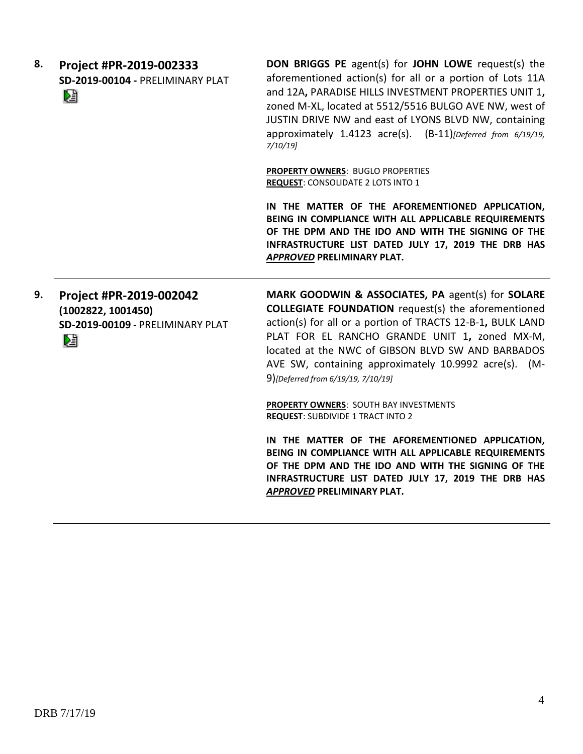**8. Project #PR-2019-002333**
**SD-2019-00104 -** PRELIMINARY PLAT

**DON BRIGGS PE** agent(s) for **JOHN LOWE** request(s) the aforementioned action(s) for all or a portion of Lots 11A and 12A**,** PARADISE HILLS INVESTMENT PROPERTIES UNIT 1**,** zoned M-XL, located at 5512/5516 BULGO AVE NW, west of JUSTIN DRIVE NW and east of LYONS BLVD NW, containing approximately 1.4123 acre(s). (B-11)*[Deferred from 6/19/19, 7/10/19]*

**PROPERTY OWNERS**: BUGLO PROPERTIES
**REQUEST**: CONSOLIDATE 2 LOTS INTO 1

**IN THE MATTER OF THE AFOREMENTIONED APPLICATION, BEING IN COMPLIANCE WITH ALL APPLICABLE REQUIREMENTS OF THE DPM AND THE IDO AND WITH THE SIGNING OF THE INFRASTRUCTURE LIST DATED JULY 17, 2019 THE DRB HAS *APPROVED* PRELIMINARY PLAT.**

---

**9. Project #PR-2019-002042**
**(1002822, 1001450)**
**SD-2019-00109 -** PRELIMINARY PLAT

**MARK GOODWIN & ASSOCIATES, PA** agent(s) for **SOLARE COLLEGIATE FOUNDATION** request(s) the aforementioned action(s) for all or a portion of TRACTS 12-B-1**,** BULK LAND PLAT FOR EL RANCHO GRANDE UNIT 1**,** zoned MX-M, located at the NWC of GIBSON BLVD SW AND BARBADOS AVE SW, containing approximately 10.9992 acre(s). (M-9)*[Deferred from 6/19/19, 7/10/19]*

**PROPERTY OWNERS**: SOUTH BAY INVESTMENTS
**REQUEST**: SUBDIVIDE 1 TRACT INTO 2

**IN THE MATTER OF THE AFOREMENTIONED APPLICATION, BEING IN COMPLIANCE WITH ALL APPLICABLE REQUIREMENTS OF THE DPM AND THE IDO AND WITH THE SIGNING OF THE INFRASTRUCTURE LIST DATED JULY 17, 2019 THE DRB HAS *APPROVED* PRELIMINARY PLAT.**

---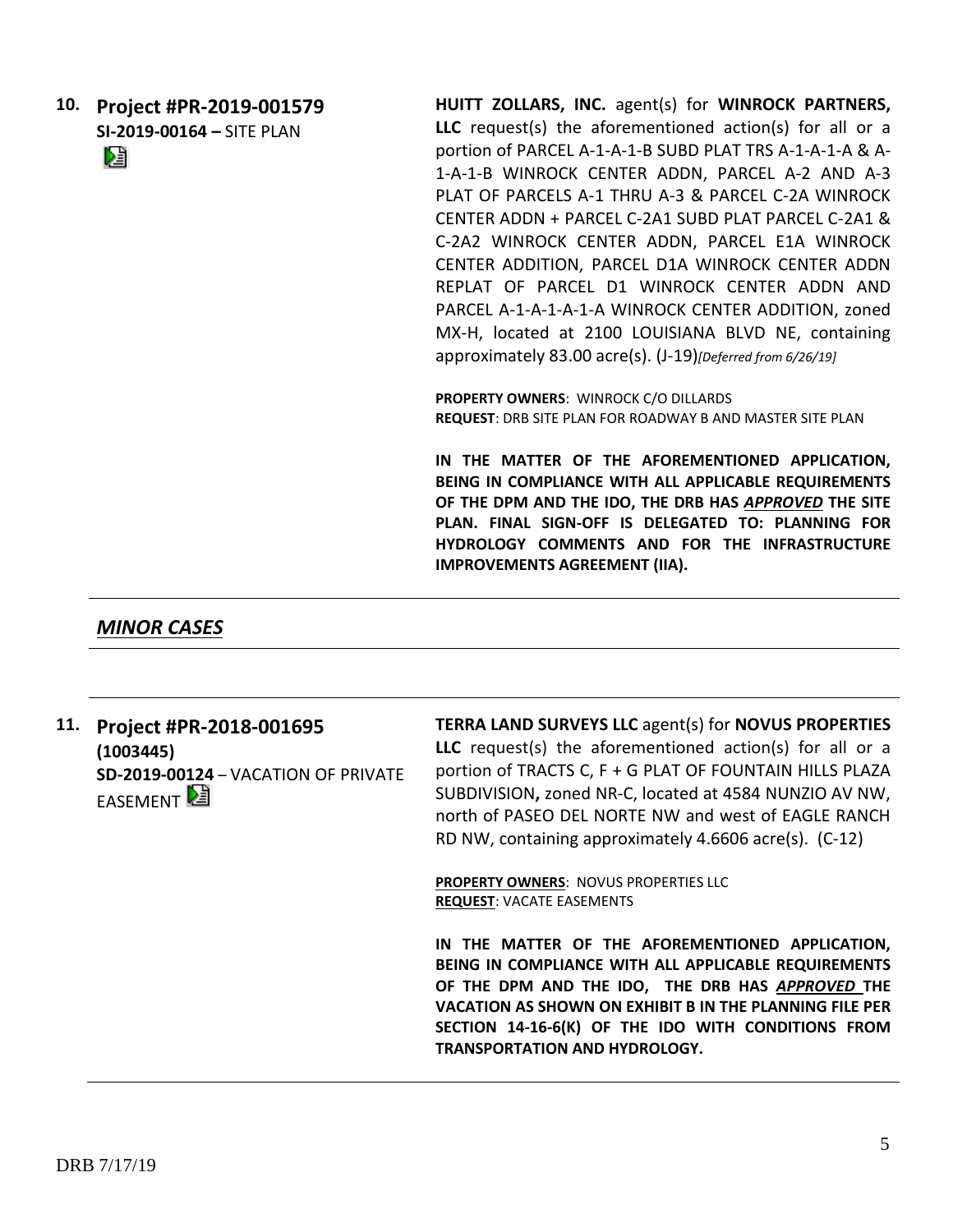**10. Project #PR-2019-001579**
**SI-2019-00164 –** SITE PLAN

**HUITT ZOLLARS, INC.** agent(s) for **WINROCK PARTNERS, LLC** request(s) the aforementioned action(s) for all or a portion of PARCEL A-1-A-1-B SUBD PLAT TRS A-1-A-1-A & A-1-A-1-B WINROCK CENTER ADDN, PARCEL A-2 AND A-3 PLAT OF PARCELS A-1 THRU A-3 & PARCEL C-2A WINROCK CENTER ADDN + PARCEL C-2A1 SUBD PLAT PARCEL C-2A1 & C-2A2 WINROCK CENTER ADDN, PARCEL E1A WINROCK CENTER ADDITION, PARCEL D1A WINROCK CENTER ADDN REPLAT OF PARCEL D1 WINROCK CENTER ADDN AND PARCEL A-1-A-1-A-1-A WINROCK CENTER ADDITION, zoned MX-H, located at 2100 LOUISIANA BLVD NE, containing approximately 83.00 acre(s). (J-19)*[Deferred from 6/26/19]*

**PROPERTY OWNERS**: WINROCK C/O DILLARDS
**REQUEST**: DRB SITE PLAN FOR ROADWAY B AND MASTER SITE PLAN

**IN THE MATTER OF THE AFOREMENTIONED APPLICATION, BEING IN COMPLIANCE WITH ALL APPLICABLE REQUIREMENTS OF THE DPM AND THE IDO, THE DRB HAS *APPROVED* THE SITE PLAN. FINAL SIGN-OFF IS DELEGATED TO: PLANNING FOR HYDROLOGY COMMENTS AND FOR THE INFRASTRUCTURE IMPROVEMENTS AGREEMENT (IIA).**

---

## *MINOR CASES*

---

**11. Project #PR-2018-001695**
**(1003445)**
**SD-2019-00124** – VACATION OF PRIVATE EASEMENT

**TERRA LAND SURVEYS LLC** agent(s) for **NOVUS PROPERTIES LLC** request(s) the aforementioned action(s) for all or a portion of TRACTS C, F + G PLAT OF FOUNTAIN HILLS PLAZA SUBDIVISION**,** zoned NR-C, located at 4584 NUNZIO AV NW, north of PASEO DEL NORTE NW and west of EAGLE RANCH RD NW, containing approximately 4.6606 acre(s). (C-12)

**PROPERTY OWNERS**: NOVUS PROPERTIES LLC
**REQUEST**: VACATE EASEMENTS

**IN THE MATTER OF THE AFOREMENTIONED APPLICATION, BEING IN COMPLIANCE WITH ALL APPLICABLE REQUIREMENTS OF THE DPM AND THE IDO, THE DRB HAS *APPROVED* THE VACATION AS SHOWN ON EXHIBIT B IN THE PLANNING FILE PER SECTION 14-16-6(K) OF THE IDO WITH CONDITIONS FROM TRANSPORTATION AND HYDROLOGY.**

---

DRB 7/17/19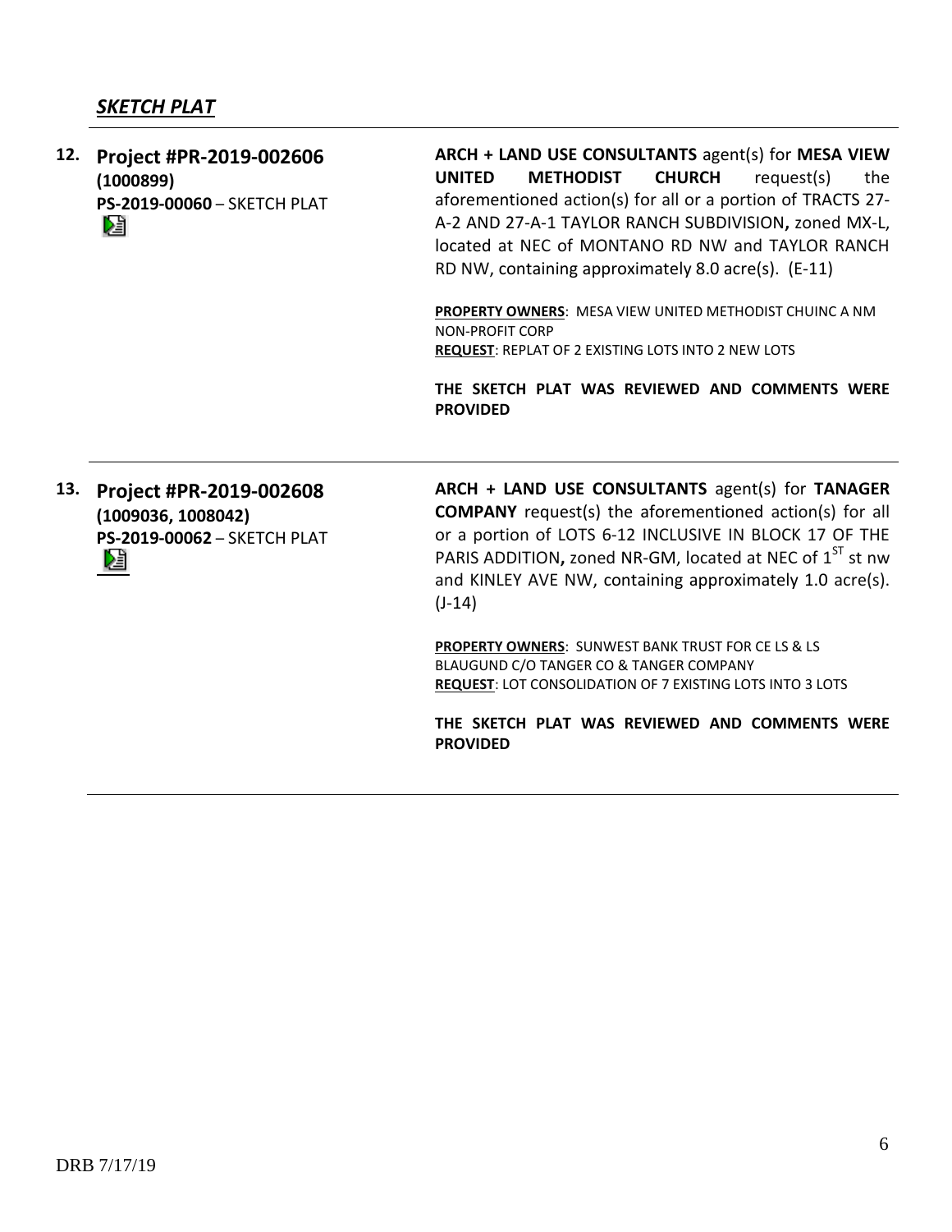### *SKETCH PLAT*

| | | |
|---|---|---|
| 12. | **Project #PR-2019-002606** **(1000899)** **PS-2019-00060** – SKETCH PLAT | **ARCH + LAND USE CONSULTANTS** agent(s) for **MESA VIEW UNITED METHODIST CHURCH** request(s) the aforementioned action(s) for all or a portion of TRACTS 27-A-2 AND 27-A-1 TAYLOR RANCH SUBDIVISION**,** zoned MX-L, located at NEC of MONTANO RD NW and TAYLOR RANCH RD NW, containing approximately 8.0 acre(s). (E-11) <br><br> **PROPERTY OWNERS**: MESA VIEW UNITED METHODIST CHUINC A NM NON-PROFIT CORP <br> **REQUEST**: REPLAT OF 2 EXISTING LOTS INTO 2 NEW LOTS <br><br> **THE SKETCH PLAT WAS REVIEWED AND COMMENTS WERE PROVIDED** |
| 13. | **Project #PR-2019-002608** **(1009036, 1008042)** **PS-2019-00062** – SKETCH PLAT | **ARCH + LAND USE CONSULTANTS** agent(s) for **TANAGER COMPANY** request(s) the aforementioned action(s) for all or a portion of LOTS 6-12 INCLUSIVE IN BLOCK 17 OF THE PARIS ADDITION**,** zoned NR-GM, located at NEC of 1[ST] st nw and KINLEY AVE NW, containing approximately 1.0 acre(s). (J-14) <br><br> **PROPERTY OWNERS**: SUNWEST BANK TRUST FOR CE LS & LS BLAUGUND C/O TANGER CO & TANGER COMPANY <br> **REQUEST**: LOT CONSOLIDATION OF 7 EXISTING LOTS INTO 3 LOTS <br><br> **THE SKETCH PLAT WAS REVIEWED AND COMMENTS WERE PROVIDED** |

DRB 7/17/19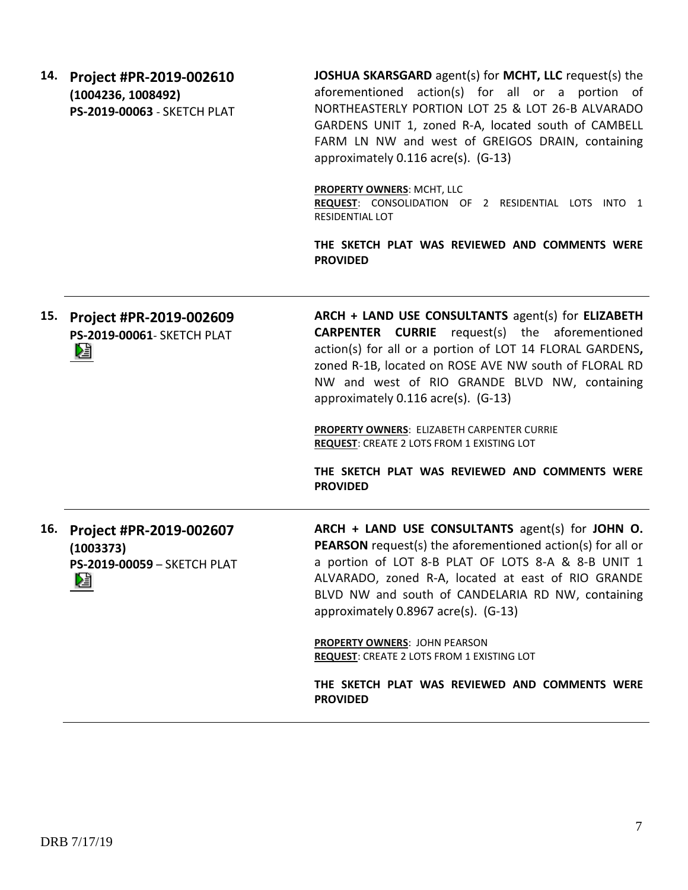**14. Project #PR-2019-002610**
**(1004236, 1008492)**
**PS-2019-00063** - SKETCH PLAT

**JOSHUA SKARSGARD** agent(s) for **MCHT, LLC** request(s) the aforementioned action(s) for all or a portion of NORTHEASTERLY PORTION LOT 25 & LOT 26-B ALVARADO GARDENS UNIT 1, zoned R-A, located south of CAMBELL FARM LN NW and west of GREIGOS DRAIN, containing approximately 0.116 acre(s). (G-13)

**PROPERTY OWNERS**: MCHT, LLC
**REQUEST**: CONSOLIDATION OF 2 RESIDENTIAL LOTS INTO 1 RESIDENTIAL LOT

**THE SKETCH PLAT WAS REVIEWED AND COMMENTS WERE PROVIDED**

---

**15. Project #PR-2019-002609**
**PS-2019-00061**- SKETCH PLAT

**ARCH + LAND USE CONSULTANTS** agent(s) for **ELIZABETH CARPENTER CURRIE** request(s) the aforementioned action(s) for all or a portion of LOT 14 FLORAL GARDENS, zoned R-1B, located on ROSE AVE NW south of FLORAL RD NW and west of RIO GRANDE BLVD NW, containing approximately 0.116 acre(s). (G-13)

**PROPERTY OWNERS**: ELIZABETH CARPENTER CURRIE
**REQUEST**: CREATE 2 LOTS FROM 1 EXISTING LOT

**THE SKETCH PLAT WAS REVIEWED AND COMMENTS WERE PROVIDED**

---

**16. Project #PR-2019-002607**
**(1003373)**
**PS-2019-00059** – SKETCH PLAT

**ARCH + LAND USE CONSULTANTS** agent(s) for **JOHN O. PEARSON** request(s) the aforementioned action(s) for all or a portion of LOT 8-B PLAT OF LOTS 8-A & 8-B UNIT 1 ALVARADO, zoned R-A, located at east of RIO GRANDE BLVD NW and south of CANDELARIA RD NW, containing approximately 0.8967 acre(s). (G-13)

**PROPERTY OWNERS**: JOHN PEARSON
**REQUEST**: CREATE 2 LOTS FROM 1 EXISTING LOT

**THE SKETCH PLAT WAS REVIEWED AND COMMENTS WERE PROVIDED**

---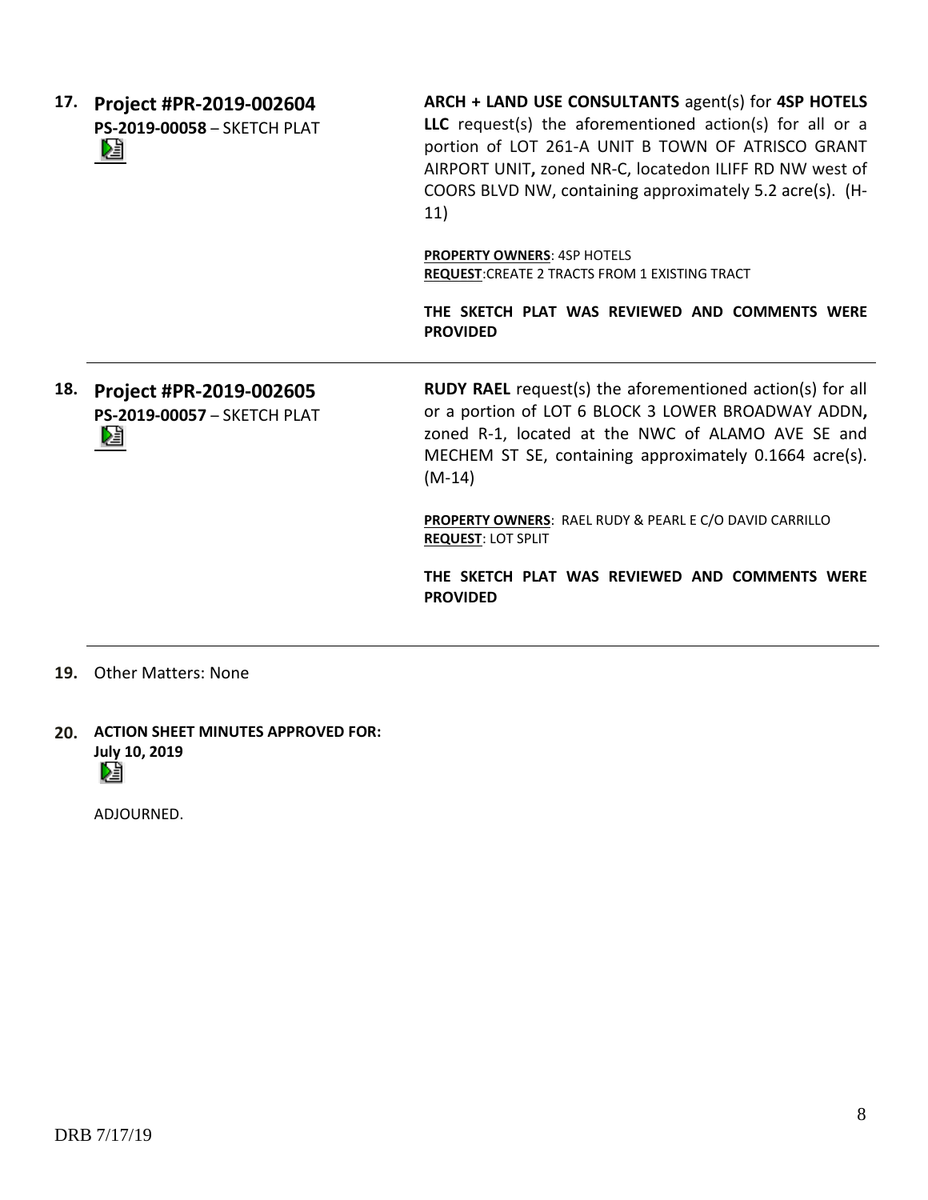**17. Project #PR-2019-002604**
**PS-2019-00058** – SKETCH PLAT

**ARCH + LAND USE CONSULTANTS** agent(s) for **4SP HOTELS LLC** request(s) the aforementioned action(s) for all or a portion of LOT 261-A UNIT B TOWN OF ATRISCO GRANT AIRPORT UNIT**,** zoned NR-C, locatedon ILIFF RD NW west of COORS BLVD NW, containing approximately 5.2 acre(s). (H-11)

**PROPERTY OWNERS**: 4SP HOTELS
**REQUEST**:CREATE 2 TRACTS FROM 1 EXISTING TRACT

**THE SKETCH PLAT WAS REVIEWED AND COMMENTS WERE PROVIDED**

---

**18. Project #PR-2019-002605**
**PS-2019-00057** – SKETCH PLAT

**RUDY RAEL** request(s) the aforementioned action(s) for all or a portion of LOT 6 BLOCK 3 LOWER BROADWAY ADDN**,** zoned R-1, located at the NWC of ALAMO AVE SE and MECHEM ST SE, containing approximately 0.1664 acre(s). (M-14)

**PROPERTY OWNERS**: RAEL RUDY & PEARL E C/O DAVID CARRILLO
**REQUEST**: LOT SPLIT

**THE SKETCH PLAT WAS REVIEWED AND COMMENTS WERE PROVIDED**

---

**19.** Other Matters: None

**20. ACTION SHEET MINUTES APPROVED FOR: July 10, 2019**

ADJOURNED.

DRB 7/17/19